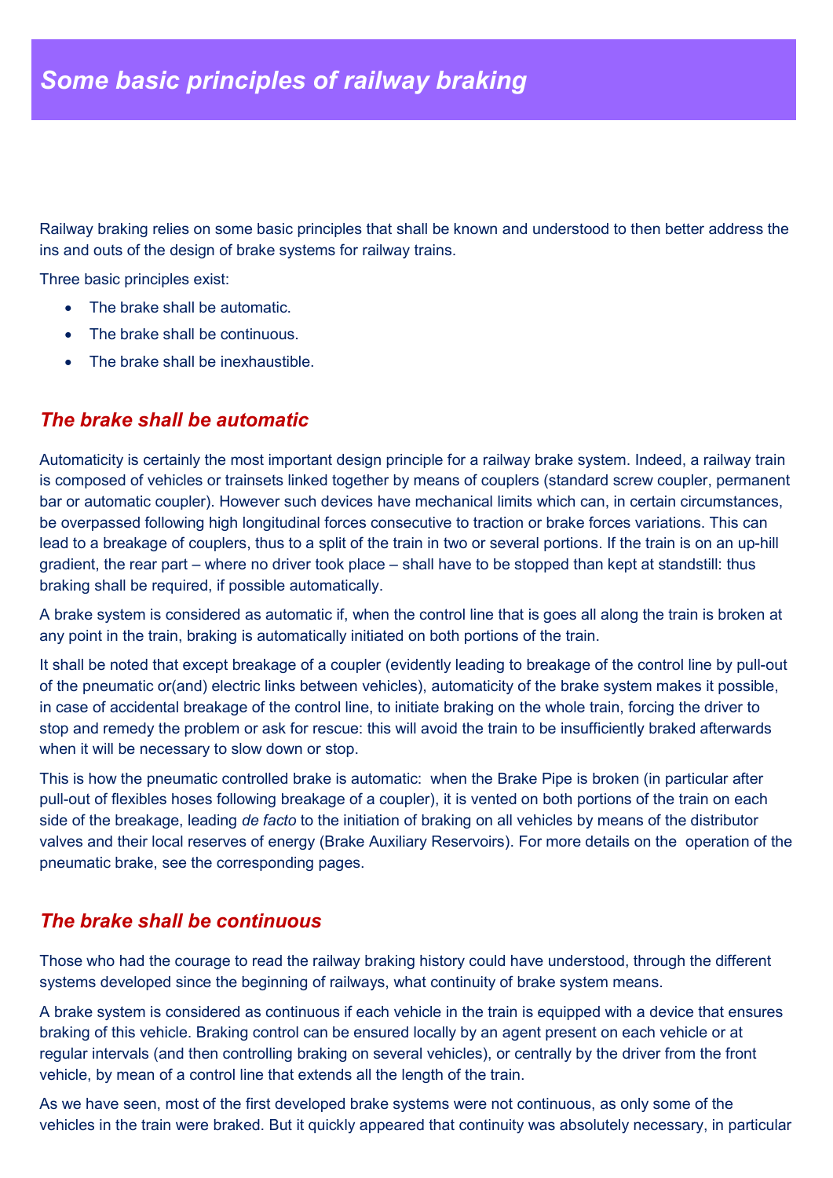# *Some basic principles of railway braking*

Railway braking relies on some basic principles that shall be known and understood to then better address the ins and outs of the design of brake systems for railway trains.

Three basic principles exist:

- The brake shall be automatic.
- The brake shall be continuous.
- The brake shall be inexhaustible.

## *The brake shall be automatic*

Automaticity is certainly the most important design principle for a railway brake system. Indeed, a railway train is composed of vehicles or trainsets linked together by means of couplers (standard screw coupler, permanent bar or automatic coupler). However such devices have mechanical limits which can, in certain circumstances, be overpassed following high longitudinal forces consecutive to traction or brake forces variations. This can lead to a breakage of couplers, thus to a split of the train in two or several portions. If the train is on an up-hill gradient, the rear part – where no driver took place – shall have to be stopped than kept at standstill: thus braking shall be required, if possible automatically.

A brake system is considered as automatic if, when the control line that is goes all along the train is broken at any point in the train, braking is automatically initiated on both portions of the train.

It shall be noted that except breakage of a coupler (evidently leading to breakage of the control line by pull-out of the pneumatic or(and) electric links between vehicles), automaticity of the brake system makes it possible, in case of accidental breakage of the control line, to initiate braking on the whole train, forcing the driver to stop and remedy the problem or ask for rescue: this will avoid the train to be insufficiently braked afterwards when it will be necessary to slow down or stop.

This is how the pneumatic controlled brake is automatic: when the Brake Pipe is broken (in particular after pull-out of flexibles hoses following breakage of a coupler), it is vented on both portions of the train on each side of the breakage, leading *de facto* to the initiation of braking on all vehicles by means of the distributor valves and their local reserves of energy (Brake Auxiliary Reservoirs). For more details on the operation of the pneumatic brake, see the corresponding pages.

## *The brake shall be continuous*

Those who had the courage to read the railway braking history could have understood, through the different systems developed since the beginning of railways, what continuity of brake system means.

A brake system is considered as continuous if each vehicle in the train is equipped with a device that ensures braking of this vehicle. Braking control can be ensured locally by an agent present on each vehicle or at regular intervals (and then controlling braking on several vehicles), or centrally by the driver from the front vehicle, by mean of a control line that extends all the length of the train.

As we have seen, most of the first developed brake systems were not continuous, as only some of the vehicles in the train were braked. But it quickly appeared that continuity was absolutely necessary, in particular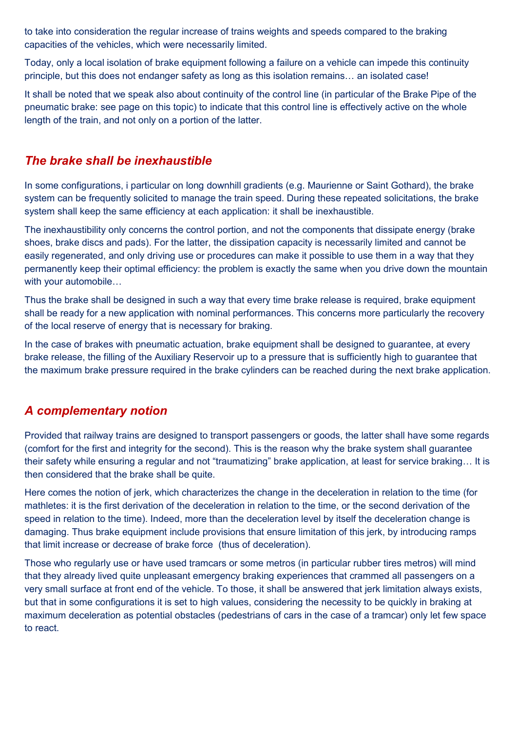to take into consideration the regular increase of trains weights and speeds compared to the braking capacities of the vehicles, which were necessarily limited.

Today, only a local isolation of brake equipment following a failure on a vehicle can impede this continuity principle, but this does not endanger safety as long as this isolation remains… an isolated case!

It shall be noted that we speak also about continuity of the control line (in particular of the Brake Pipe of the pneumatic brake: see page on this topic) to indicate that this control line is effectively active on the whole length of the train, and not only on a portion of the latter.

## *The brake shall be inexhaustible*

In some configurations, i particular on long downhill gradients (e.g. Maurienne or Saint Gothard), the brake system can be frequently solicited to manage the train speed. During these repeated solicitations, the brake system shall keep the same efficiency at each application: it shall be inexhaustible.

The inexhaustibility only concerns the control portion, and not the components that dissipate energy (brake shoes, brake discs and pads). For the latter, the dissipation capacity is necessarily limited and cannot be easily regenerated, and only driving use or procedures can make it possible to use them in a way that they permanently keep their optimal efficiency: the problem is exactly the same when you drive down the mountain with your automobile…

Thus the brake shall be designed in such a way that every time brake release is required, brake equipment shall be ready for a new application with nominal performances. This concerns more particularly the recovery of the local reserve of energy that is necessary for braking.

In the case of brakes with pneumatic actuation, brake equipment shall be designed to guarantee, at every brake release, the filling of the Auxiliary Reservoir up to a pressure that is sufficiently high to guarantee that the maximum brake pressure required in the brake cylinders can be reached during the next brake application.

## *A complementary notion*

Provided that railway trains are designed to transport passengers or goods, the latter shall have some regards (comfort for the first and integrity for the second). This is the reason why the brake system shall guarantee their safety while ensuring a regular and not "traumatizing" brake application, at least for service braking… It is then considered that the brake shall be quite.

Here comes the notion of jerk, which characterizes the change in the deceleration in relation to the time (for mathletes: it is the first derivation of the deceleration in relation to the time, or the second derivation of the speed in relation to the time). Indeed, more than the deceleration level by itself the deceleration change is damaging. Thus brake equipment include provisions that ensure limitation of this jerk, by introducing ramps that limit increase or decrease of brake force (thus of deceleration).

Those who regularly use or have used tramcars or some metros (in particular rubber tires metros) will mind that they already lived quite unpleasant emergency braking experiences that crammed all passengers on a very small surface at front end of the vehicle. To those, it shall be answered that jerk limitation always exists, but that in some configurations it is set to high values, considering the necessity to be quickly in braking at maximum deceleration as potential obstacles (pedestrians of cars in the case of a tramcar) only let few space to react.